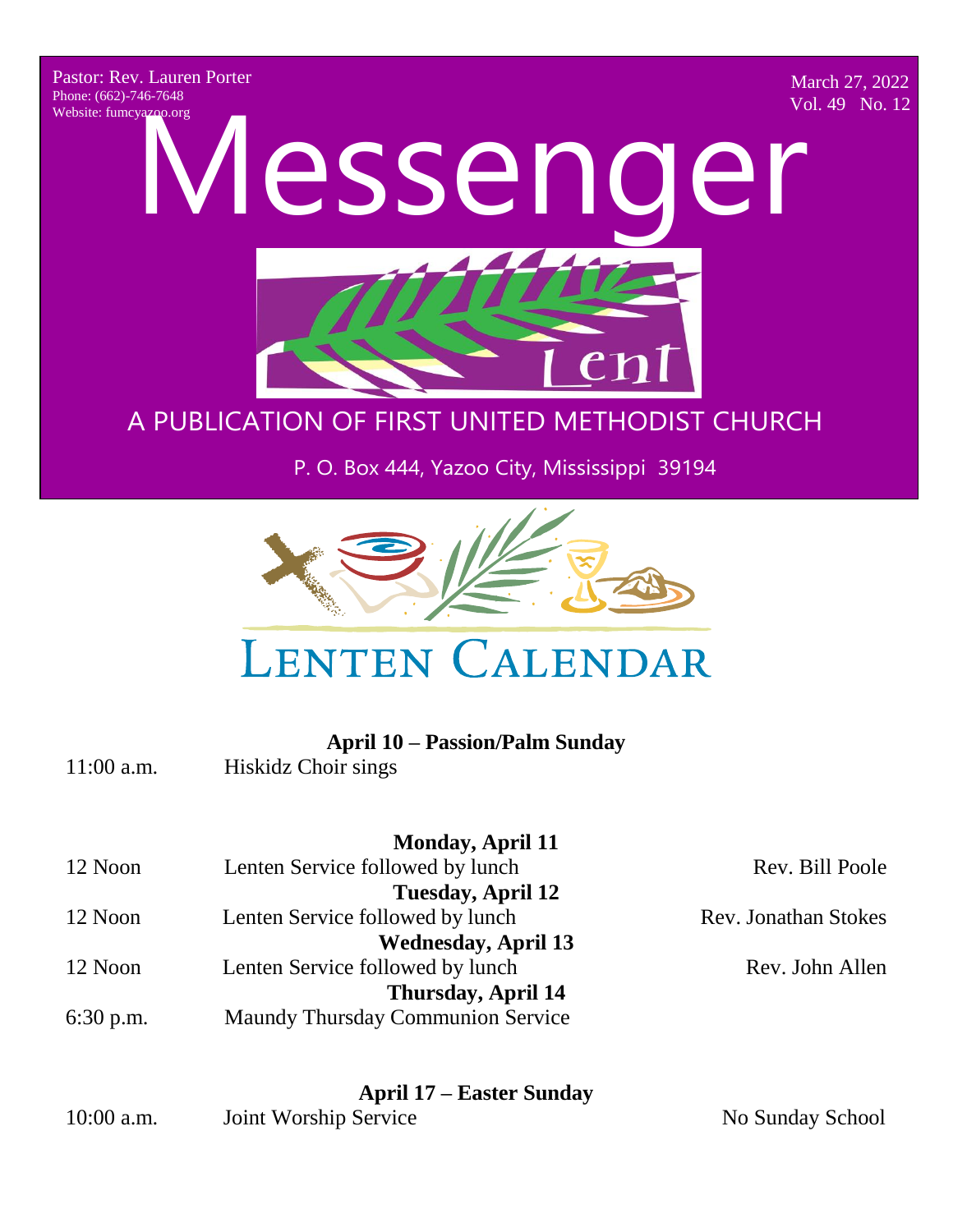Pastor: Rev. Lauren Porter
Phone: (662)-746-7648
Website: fumcyazoo.org

March 27, 2022
Vol. 49 No. 12

# Messenger

Lent

A PUBLICATION OF FIRST UNITED METHODIST CHURCH

P. O. Box 444, Yazoo City, Mississippi 39194

## LENTEN CALENDAR

**April 10 – Passion/Palm Sunday**

| | | |
|---|---|---|
| 11:00 a.m. | Hiskidz Choir sings | |
| | **Monday, April 11** | |
| 12 Noon | Lenten Service followed by lunch | Rev. Bill Poole |
| | **Tuesday, April 12** | |
| 12 Noon | Lenten Service followed by lunch | Rev. Jonathan Stokes |
| | **Wednesday, April 13** | |
| 12 Noon | Lenten Service followed by lunch | Rev. John Allen |
| | **Thursday, April 14** | |
| 6:30 p.m. | Maundy Thursday Communion Service | |

**April 17 – Easter Sunday**

| | | |
|---|---|---|
| 10:00 a.m. | Joint Worship Service | No Sunday School |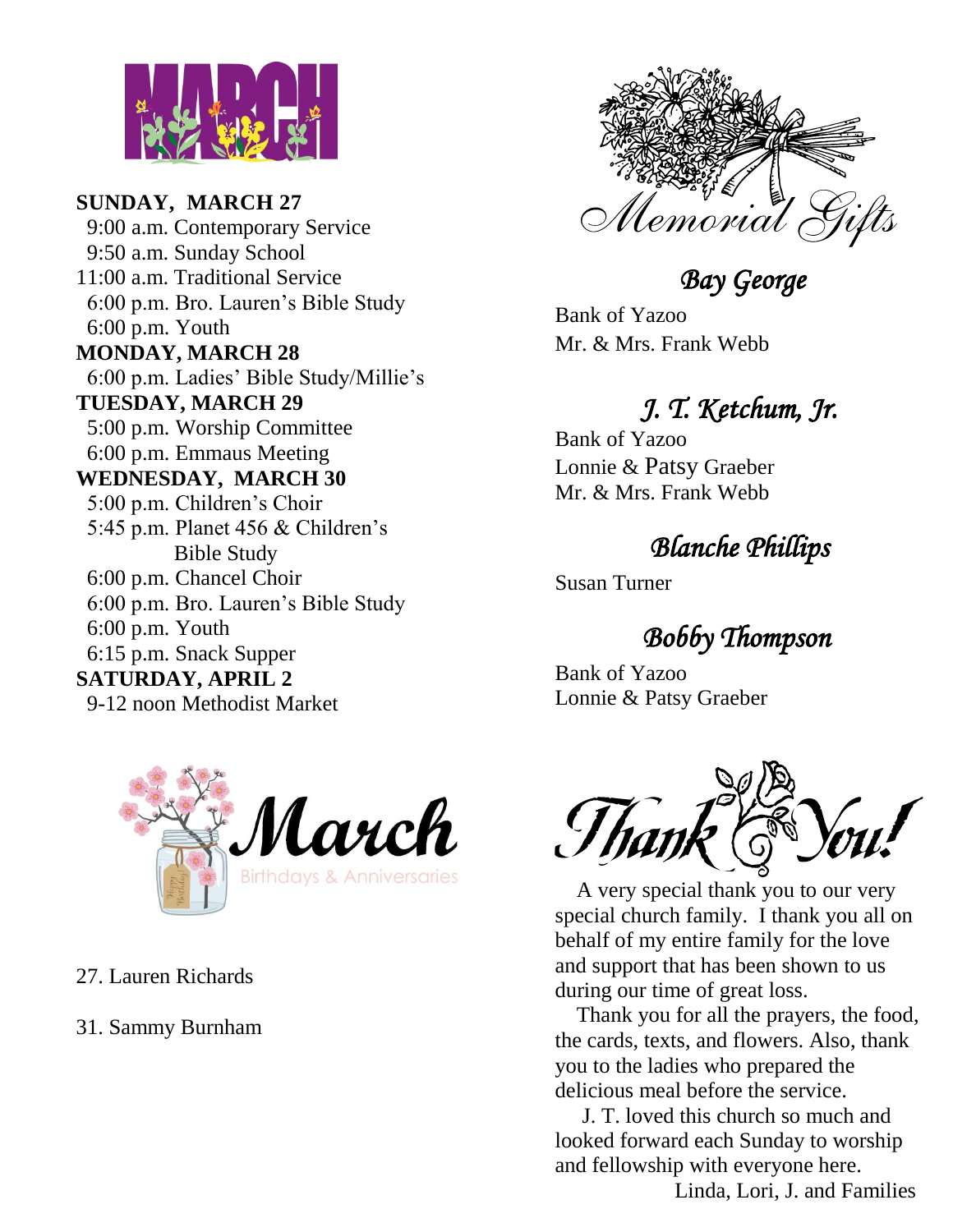# MARCH

**SUNDAY, MARCH 27**

9:00 a.m. Contemporary Service
9:50 a.m. Sunday School
11:00 a.m. Traditional Service
6:00 p.m. Bro. Lauren's Bible Study
6:00 p.m. Youth

**MONDAY, MARCH 28**

6:00 p.m. Ladies' Bible Study/Millie's

**TUESDAY, MARCH 29**

5:00 p.m. Worship Committee
6:00 p.m. Emmaus Meeting

**WEDNESDAY, MARCH 30**

5:00 p.m. Children's Choir
5:45 p.m. Planet 456 & Children's Bible Study
6:00 p.m. Chancel Choir
6:00 p.m. Bro. Lauren's Bible Study
6:00 p.m. Youth
6:15 p.m. Snack Supper

**SATURDAY, APRIL 2**

9-12 noon Methodist Market

## March Birthdays & Anniversaries

27. Lauren Richards

31. Sammy Burnham

## Memorial Gifts

### *Bay George*

Bank of Yazoo
Mr. & Mrs. Frank Webb

### *J. T. Ketchum, Jr.*

Bank of Yazoo
Lonnie & Patsy Graeber
Mr. & Mrs. Frank Webb

### *Blanche Phillips*

Susan Turner

### *Bobby Thompson*

Bank of Yazoo
Lonnie & Patsy Graeber

## Thank You!

A very special thank you to our very special church family. I thank you all on behalf of my entire family for the love and support that has been shown to us during our time of great loss.

Thank you for all the prayers, the food, the cards, texts, and flowers. Also, thank you to the ladies who prepared the delicious meal before the service.

J. T. loved this church so much and looked forward each Sunday to worship and fellowship with everyone here.

Linda, Lori, J. and Families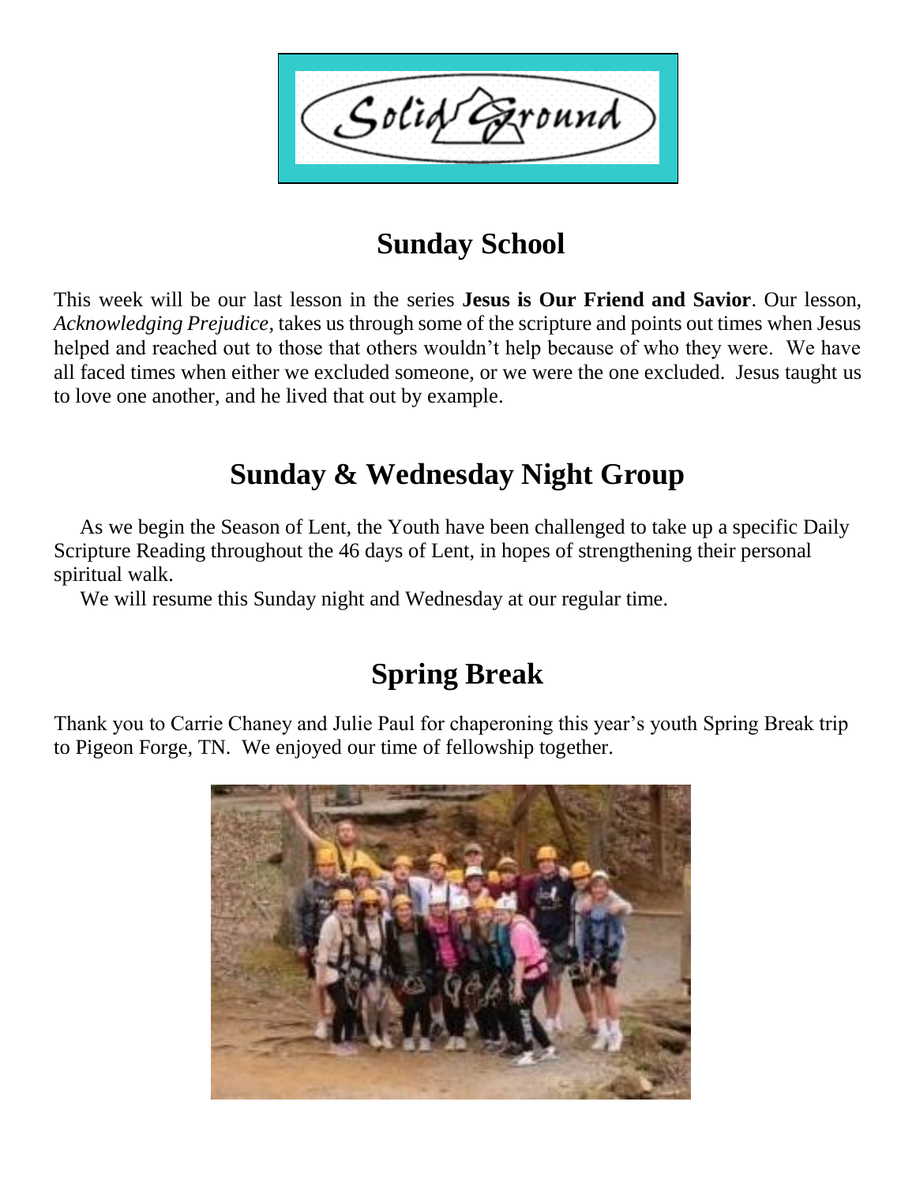Solid Ground

## Sunday School

This week will be our last lesson in the series **Jesus is Our Friend and Savior**. Our lesson, *Acknowledging Prejudice*, takes us through some of the scripture and points out times when Jesus helped and reached out to those that others wouldn't help because of who they were. We have all faced times when either we excluded someone, or we were the one excluded. Jesus taught us to love one another, and he lived that out by example.

## Sunday & Wednesday Night Group

As we begin the Season of Lent, the Youth have been challenged to take up a specific Daily Scripture Reading throughout the 46 days of Lent, in hopes of strengthening their personal spiritual walk.

We will resume this Sunday night and Wednesday at our regular time.

## Spring Break

Thank you to Carrie Chaney and Julie Paul for chaperoning this year's youth Spring Break trip to Pigeon Forge, TN. We enjoyed our time of fellowship together.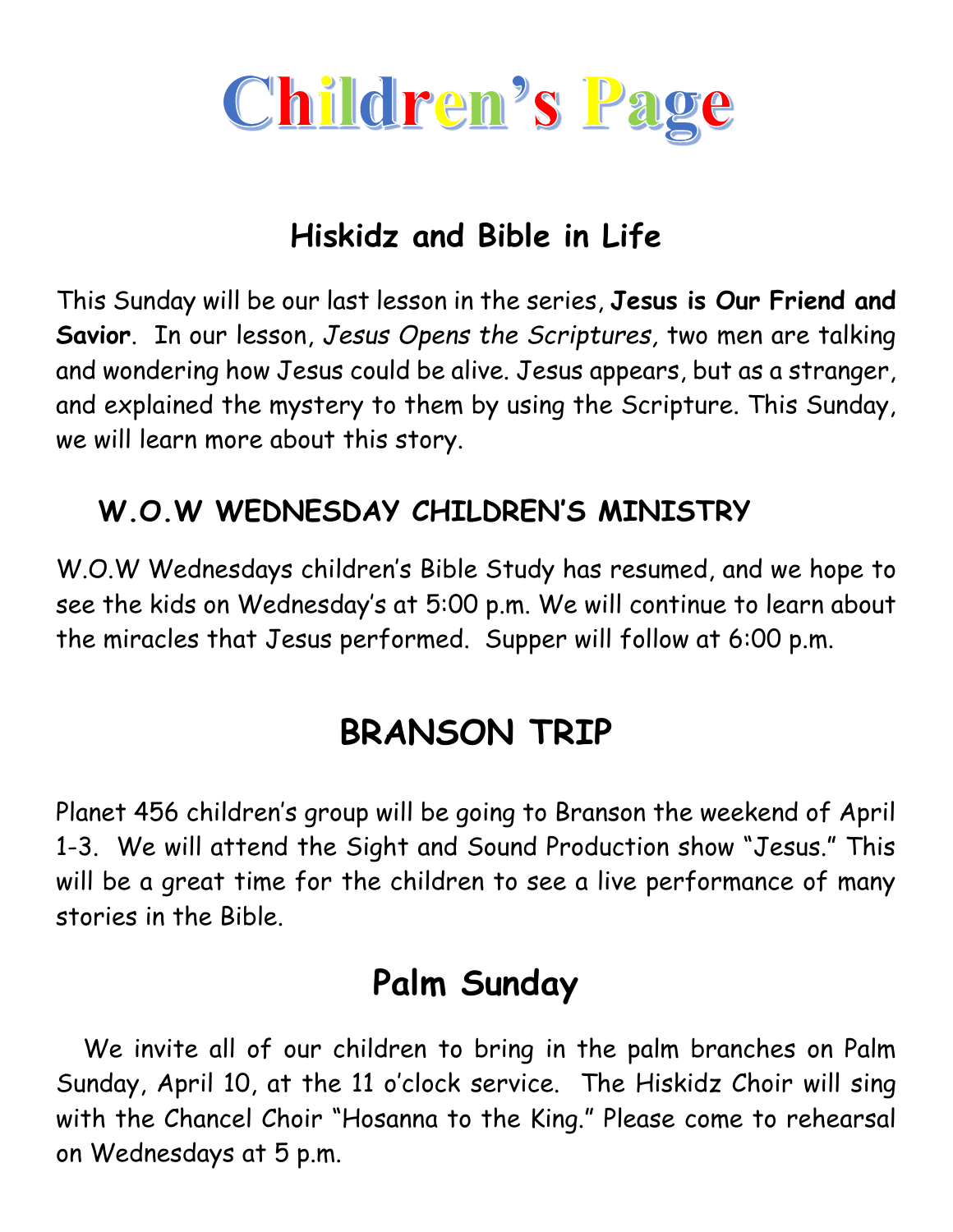# Children's Page

## Hiskidz and Bible in Life

This Sunday will be our last lesson in the series, **Jesus is Our Friend and Savior**. In our lesson, *Jesus Opens the Scriptures,* two men are talking and wondering how Jesus could be alive. Jesus appears, but as a stranger, and explained the mystery to them by using the Scripture. This Sunday, we will learn more about this story.

### W.O.W WEDNESDAY CHILDREN'S MINISTRY

W.O.W Wednesdays children's Bible Study has resumed, and we hope to see the kids on Wednesday's at 5:00 p.m. We will continue to learn about the miracles that Jesus performed. Supper will follow at 6:00 p.m.

## BRANSON TRIP

Planet 456 children's group will be going to Branson the weekend of April 1-3. We will attend the Sight and Sound Production show "Jesus." This will be a great time for the children to see a live performance of many stories in the Bible.

## Palm Sunday

We invite all of our children to bring in the palm branches on Palm Sunday, April 10, at the 11 o'clock service. The Hiskidz Choir will sing with the Chancel Choir "Hosanna to the King." Please come to rehearsal on Wednesdays at 5 p.m.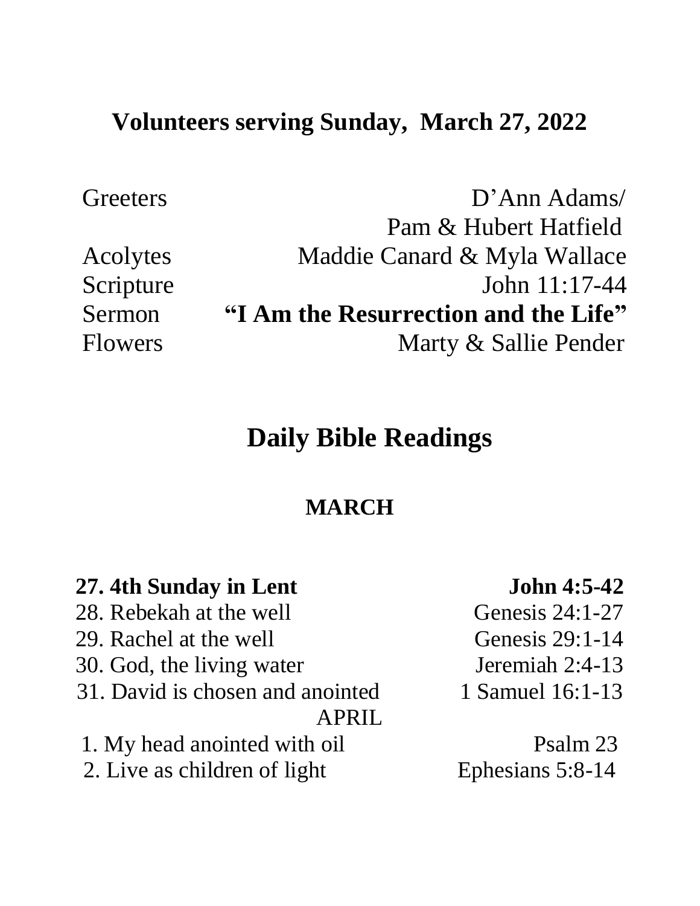## Volunteers serving Sunday, March 27, 2022

| | |
|---|---|
| Greeters | D'Ann Adams/ Pam & Hubert Hatfield |
| Acolytes | Maddie Canard & Myla Wallace |
| Scripture | John 11:17-44 |
| Sermon | **"I Am the Resurrection and the Life"** |
| Flowers | Marty & Sallie Pender |

# Daily Bible Readings

### MARCH

| | |
|---|---|
| **27. 4th Sunday in Lent** | **John 4:5-42** |
| 28. Rebekah at the well | Genesis 24:1-27 |
| 29. Rachel at the well | Genesis 29:1-14 |
| 30. God, the living water | Jeremiah 2:4-13 |
| 31. David is chosen and anointed | 1 Samuel 16:1-13 |

APRIL

| | |
|---|---|
| 1. My head anointed with oil | Psalm 23 |
| 2. Live as children of light | Ephesians 5:8-14 |